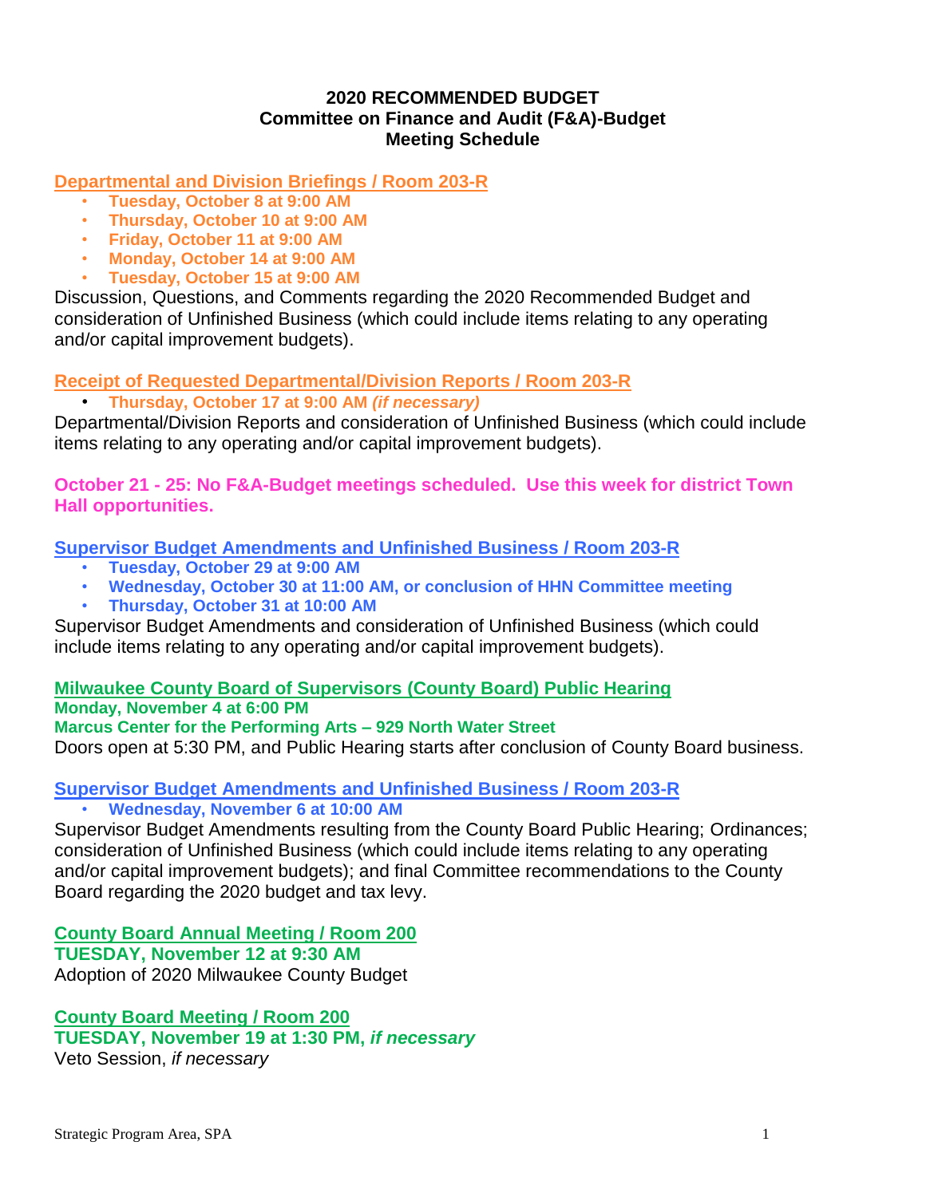# 2020 RECOMMENDED BUDGET
# Committee on Finance and Audit (F&A)-Budget
# Meeting Schedule

## Departmental and Division Briefings / Room 203-R

- **Tuesday, October 8 at 9:00 AM**
- **Thursday, October 10 at 9:00 AM**
- **Friday, October 11 at 9:00 AM**
- **Monday, October 14 at 9:00 AM**
- **Tuesday, October 15 at 9:00 AM**

Discussion, Questions, and Comments regarding the 2020 Recommended Budget and consideration of Unfinished Business (which could include items relating to any operating and/or capital improvement budgets).

## Receipt of Requested Departmental/Division Reports / Room 203-R

- **Thursday, October 17 at 9:00 AM *(if necessary)***

Departmental/Division Reports and consideration of Unfinished Business (which could include items relating to any operating and/or capital improvement budgets).

**October 21 - 25: No F&A-Budget meetings scheduled. Use this week for district Town Hall opportunities.**

## Supervisor Budget Amendments and Unfinished Business / Room 203-R

- **Tuesday, October 29 at 9:00 AM**
- **Wednesday, October 30 at 11:00 AM, or conclusion of HHN Committee meeting**
- **Thursday, October 31 at 10:00 AM**

Supervisor Budget Amendments and consideration of Unfinished Business (which could include items relating to any operating and/or capital improvement budgets).

## Milwaukee County Board of Supervisors (County Board) Public Hearing

**Monday, November 4 at 6:00 PM**
**Marcus Center for the Performing Arts – 929 North Water Street**

Doors open at 5:30 PM, and Public Hearing starts after conclusion of County Board business.

## Supervisor Budget Amendments and Unfinished Business / Room 203-R

- **Wednesday, November 6 at 10:00 AM**

Supervisor Budget Amendments resulting from the County Board Public Hearing; Ordinances; consideration of Unfinished Business (which could include items relating to any operating and/or capital improvement budgets); and final Committee recommendations to the County Board regarding the 2020 budget and tax levy.

## County Board Annual Meeting / Room 200

**TUESDAY, November 12 at 9:30 AM**

Adoption of 2020 Milwaukee County Budget

## County Board Meeting / Room 200

**TUESDAY, November 19 at 1:30 PM, *if necessary***

Veto Session, *if necessary*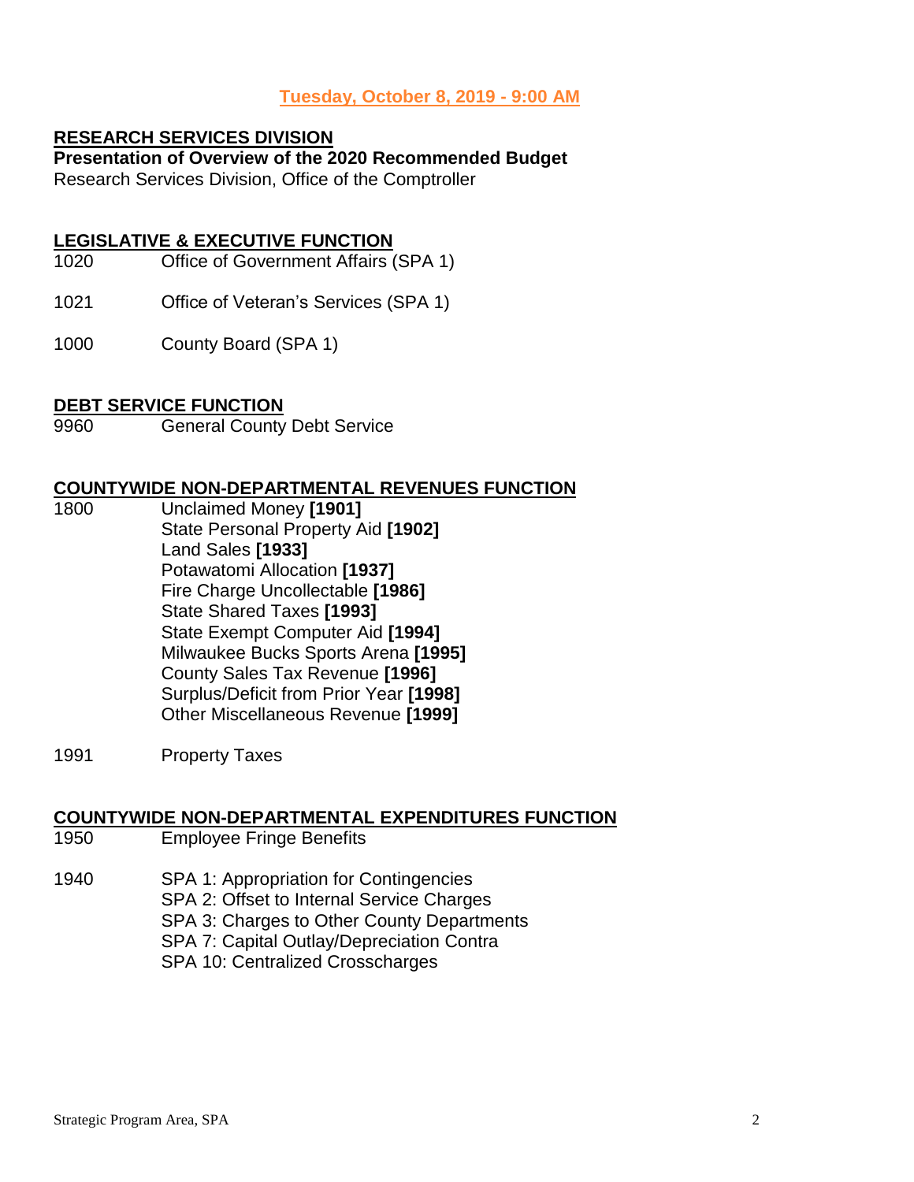**Tuesday, October 8, 2019 - 9:00 AM**

**RESEARCH SERVICES DIVISION**

**Presentation of Overview of the 2020 Recommended Budget**

Research Services Division, Office of the Comptroller

**LEGISLATIVE & EXECUTIVE FUNCTION**

1020 Office of Government Affairs (SPA 1)

1021 Office of Veteran's Services (SPA 1)

1000 County Board (SPA 1)

**DEBT SERVICE FUNCTION**

9960 General County Debt Service

**COUNTYWIDE NON-DEPARTMENTAL REVENUES FUNCTION**

1800 Unclaimed Money **[1901]**
State Personal Property Aid **[1902]**
Land Sales **[1933]**
Potawatomi Allocation **[1937]**
Fire Charge Uncollectable **[1986]**
State Shared Taxes **[1993]**
State Exempt Computer Aid **[1994]**
Milwaukee Bucks Sports Arena **[1995]**
County Sales Tax Revenue **[1996]**
Surplus/Deficit from Prior Year **[1998]**
Other Miscellaneous Revenue **[1999]**

1991 Property Taxes

**COUNTYWIDE NON-DEPARTMENTAL EXPENDITURES FUNCTION**

1950 Employee Fringe Benefits

1940 SPA 1: Appropriation for Contingencies
SPA 2: Offset to Internal Service Charges
SPA 3: Charges to Other County Departments
SPA 7: Capital Outlay/Depreciation Contra
SPA 10: Centralized Crosscharges

Strategic Program Area, SPA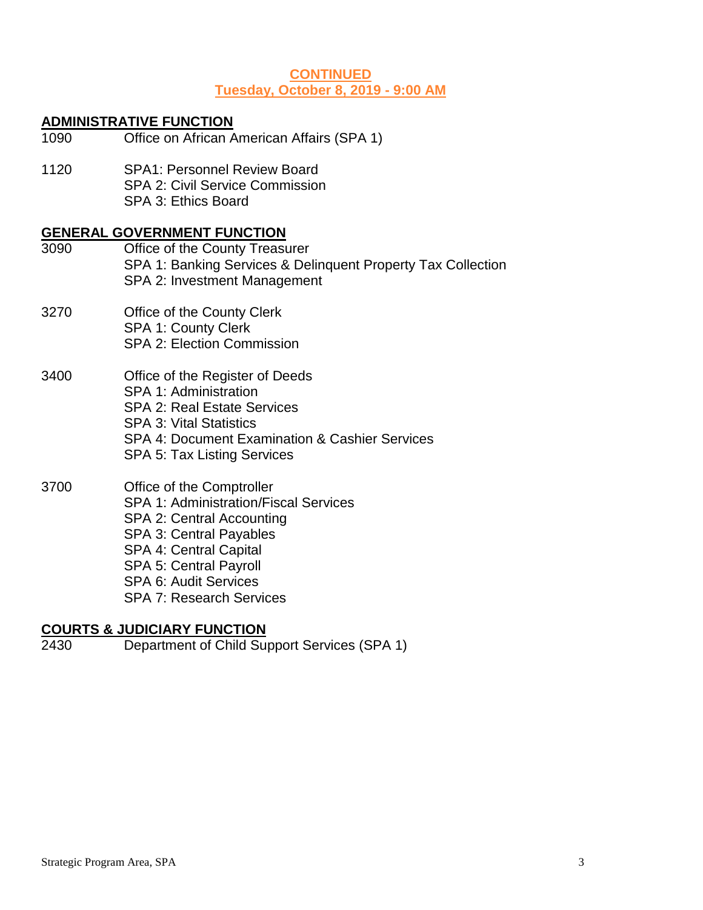**CONTINUED**
**Tuesday, October 8, 2019 - 9:00 AM**

## ADMINISTRATIVE FUNCTION

1090 Office on African American Affairs (SPA 1)

1120 SPA1: Personnel Review Board
SPA 2: Civil Service Commission
SPA 3: Ethics Board

## GENERAL GOVERNMENT FUNCTION

3090 Office of the County Treasurer
SPA 1: Banking Services & Delinquent Property Tax Collection
SPA 2: Investment Management

3270 Office of the County Clerk
SPA 1: County Clerk
SPA 2: Election Commission

3400 Office of the Register of Deeds
SPA 1: Administration
SPA 2: Real Estate Services
SPA 3: Vital Statistics
SPA 4: Document Examination & Cashier Services
SPA 5: Tax Listing Services

3700 Office of the Comptroller
SPA 1: Administration/Fiscal Services
SPA 2: Central Accounting
SPA 3: Central Payables
SPA 4: Central Capital
SPA 5: Central Payroll
SPA 6: Audit Services
SPA 7: Research Services

## COURTS & JUDICIARY FUNCTION

2430 Department of Child Support Services (SPA 1)

Strategic Program Area, SPA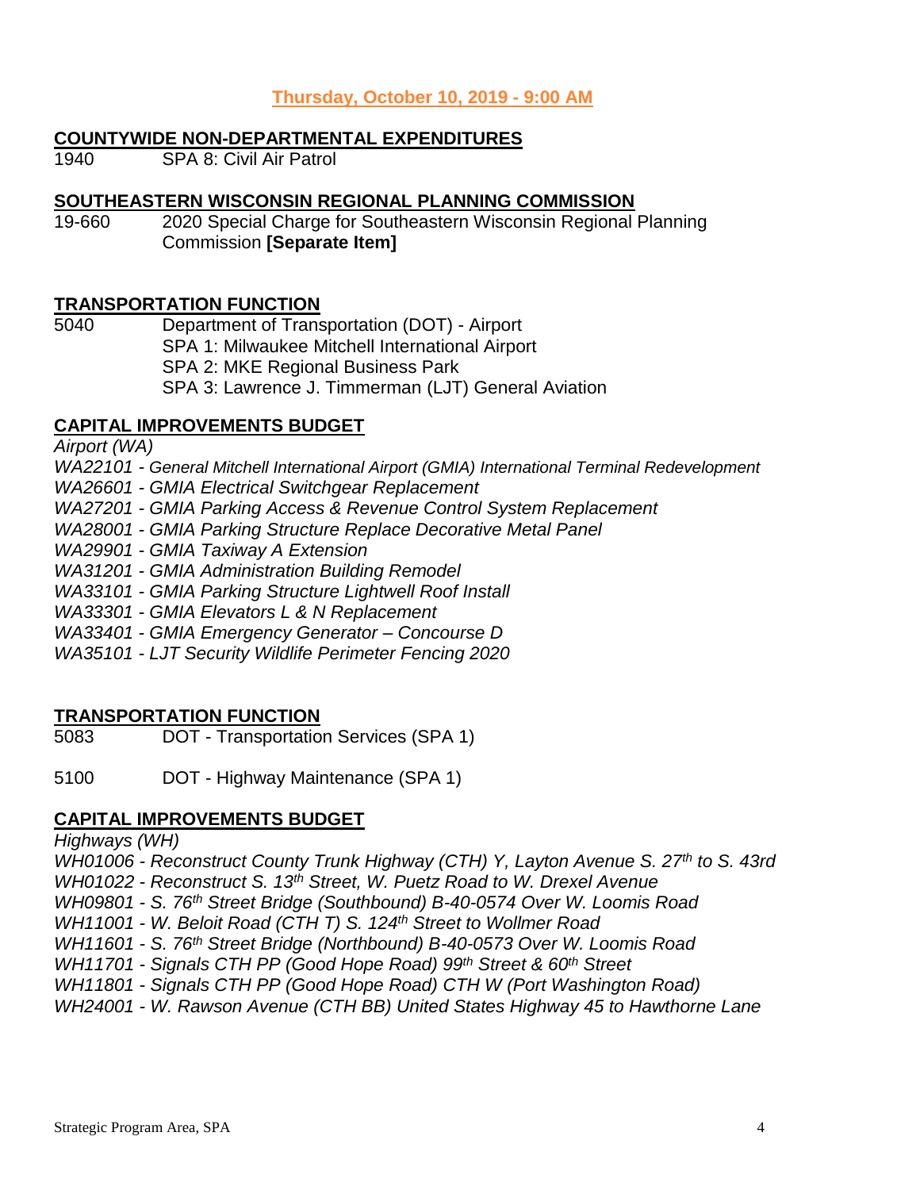**Thursday, October 10, 2019 - 9:00 AM**

**COUNTYWIDE NON-DEPARTMENTAL EXPENDITURES**

1940 SPA 8: Civil Air Patrol

**SOUTHEASTERN WISCONSIN REGIONAL PLANNING COMMISSION**

19-660 2020 Special Charge for Southeastern Wisconsin Regional Planning Commission **[Separate Item]**

**TRANSPORTATION FUNCTION**

5040 Department of Transportation (DOT) - Airport
SPA 1: Milwaukee Mitchell International Airport
SPA 2: MKE Regional Business Park
SPA 3: Lawrence J. Timmerman (LJT) General Aviation

**CAPITAL IMPROVEMENTS BUDGET**

*Airport (WA)*
*WA22101 - General Mitchell International Airport (GMIA) International Terminal Redevelopment*
*WA26601 - GMIA Electrical Switchgear Replacement*
*WA27201 - GMIA Parking Access & Revenue Control System Replacement*
*WA28001 - GMIA Parking Structure Replace Decorative Metal Panel*
*WA29901 - GMIA Taxiway A Extension*
*WA31201 - GMIA Administration Building Remodel*
*WA33101 - GMIA Parking Structure Lightwell Roof Install*
*WA33301 - GMIA Elevators L & N Replacement*
*WA33401 - GMIA Emergency Generator – Concourse D*
*WA35101 - LJT Security Wildlife Perimeter Fencing 2020*

**TRANSPORTATION FUNCTION**

5083 DOT - Transportation Services (SPA 1)

5100 DOT - Highway Maintenance (SPA 1)

**CAPITAL IMPROVEMENTS BUDGET**

*Highways (WH)*
*WH01006 - Reconstruct County Trunk Highway (CTH) Y, Layton Avenue S. 27th to S. 43rd*
*WH01022 - Reconstruct S. 13th Street, W. Puetz Road to W. Drexel Avenue*
*WH09801 - S. 76th Street Bridge (Southbound) B-40-0574 Over W. Loomis Road*
*WH11001 - W. Beloit Road (CTH T) S. 124th Street to Wollmer Road*
*WH11601 - S. 76th Street Bridge (Northbound) B-40-0573 Over W. Loomis Road*
*WH11701 - Signals CTH PP (Good Hope Road) 99th Street & 60th Street*
*WH11801 - Signals CTH PP (Good Hope Road) CTH W (Port Washington Road)*
*WH24001 - W. Rawson Avenue (CTH BB) United States Highway 45 to Hawthorne Lane*

Strategic Program Area, SPA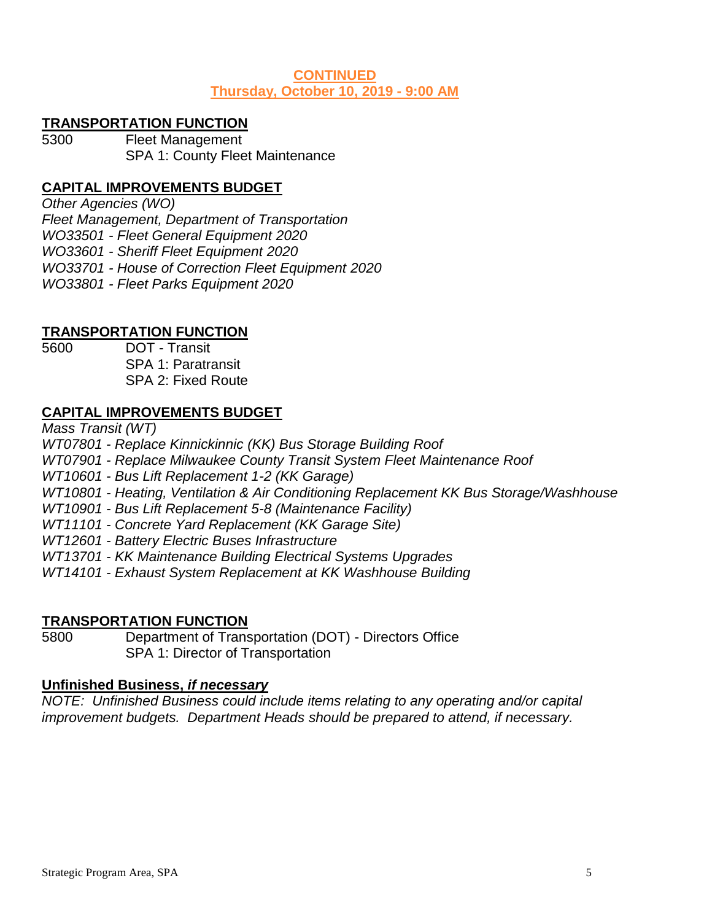**CONTINUED**
**Thursday, October 10, 2019 - 9:00 AM**

## TRANSPORTATION FUNCTION

5300 Fleet Management
SPA 1: County Fleet Maintenance

## CAPITAL IMPROVEMENTS BUDGET

*Other Agencies (WO)*
*Fleet Management, Department of Transportation*
*WO33501 - Fleet General Equipment 2020*
*WO33601 - Sheriff Fleet Equipment 2020*
*WO33701 - House of Correction Fleet Equipment 2020*
*WO33801 - Fleet Parks Equipment 2020*

## TRANSPORTATION FUNCTION

5600 DOT - Transit
SPA 1: Paratransit
SPA 2: Fixed Route

## CAPITAL IMPROVEMENTS BUDGET

*Mass Transit (WT)*
*WT07801 - Replace Kinnickinnic (KK) Bus Storage Building Roof*
*WT07901 - Replace Milwaukee County Transit System Fleet Maintenance Roof*
*WT10601 - Bus Lift Replacement 1-2 (KK Garage)*
*WT10801 - Heating, Ventilation & Air Conditioning Replacement KK Bus Storage/Washhouse*
*WT10901 - Bus Lift Replacement 5-8 (Maintenance Facility)*
*WT11101 - Concrete Yard Replacement (KK Garage Site)*
*WT12601 - Battery Electric Buses Infrastructure*
*WT13701 - KK Maintenance Building Electrical Systems Upgrades*
*WT14101 - Exhaust System Replacement at KK Washhouse Building*

## TRANSPORTATION FUNCTION

5800 Department of Transportation (DOT) - Directors Office
SPA 1: Director of Transportation

## Unfinished Business, *if necessary*

*NOTE: Unfinished Business could include items relating to any operating and/or capital improvement budgets. Department Heads should be prepared to attend, if necessary.*

Strategic Program Area, SPA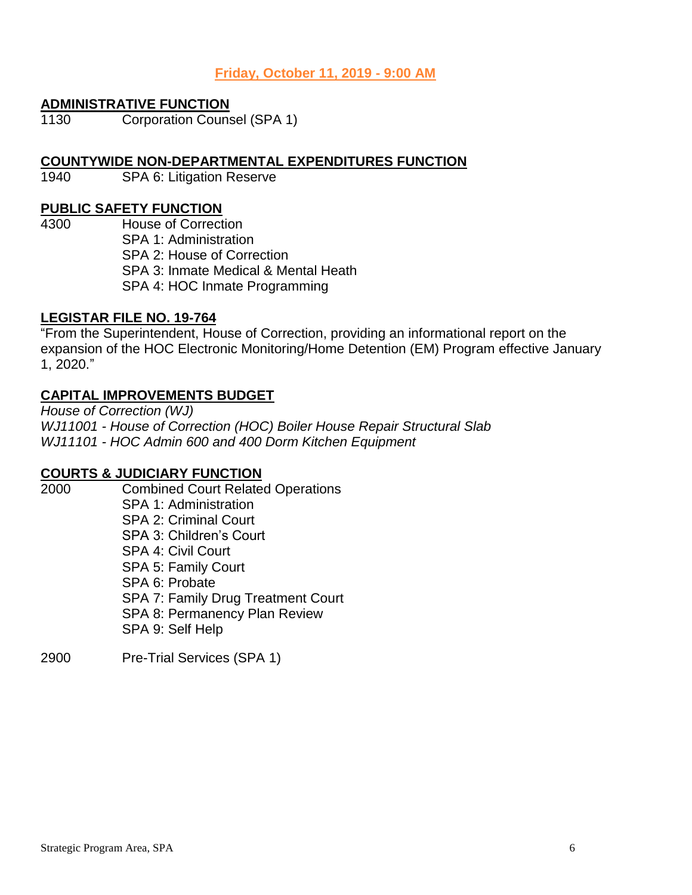**Friday, October 11, 2019 - 9:00 AM**

**ADMINISTRATIVE FUNCTION**

1130 Corporation Counsel (SPA 1)

**COUNTYWIDE NON-DEPARTMENTAL EXPENDITURES FUNCTION**

1940 SPA 6: Litigation Reserve

**PUBLIC SAFETY FUNCTION**

4300 House of Correction
- SPA 1: Administration
- SPA 2: House of Correction
- SPA 3: Inmate Medical & Mental Heath
- SPA 4: HOC Inmate Programming

**LEGISTAR FILE NO. 19-764**

"From the Superintendent, House of Correction, providing an informational report on the expansion of the HOC Electronic Monitoring/Home Detention (EM) Program effective January 1, 2020."

**CAPITAL IMPROVEMENTS BUDGET**

*House of Correction (WJ)*
*WJ11001 - House of Correction (HOC) Boiler House Repair Structural Slab*
*WJ11101 - HOC Admin 600 and 400 Dorm Kitchen Equipment*

**COURTS & JUDICIARY FUNCTION**

2000 Combined Court Related Operations
- SPA 1: Administration
- SPA 2: Criminal Court
- SPA 3: Children's Court
- SPA 4: Civil Court
- SPA 5: Family Court
- SPA 6: Probate
- SPA 7: Family Drug Treatment Court
- SPA 8: Permanency Plan Review
- SPA 9: Self Help

2900 Pre-Trial Services (SPA 1)

Strategic Program Area, SPA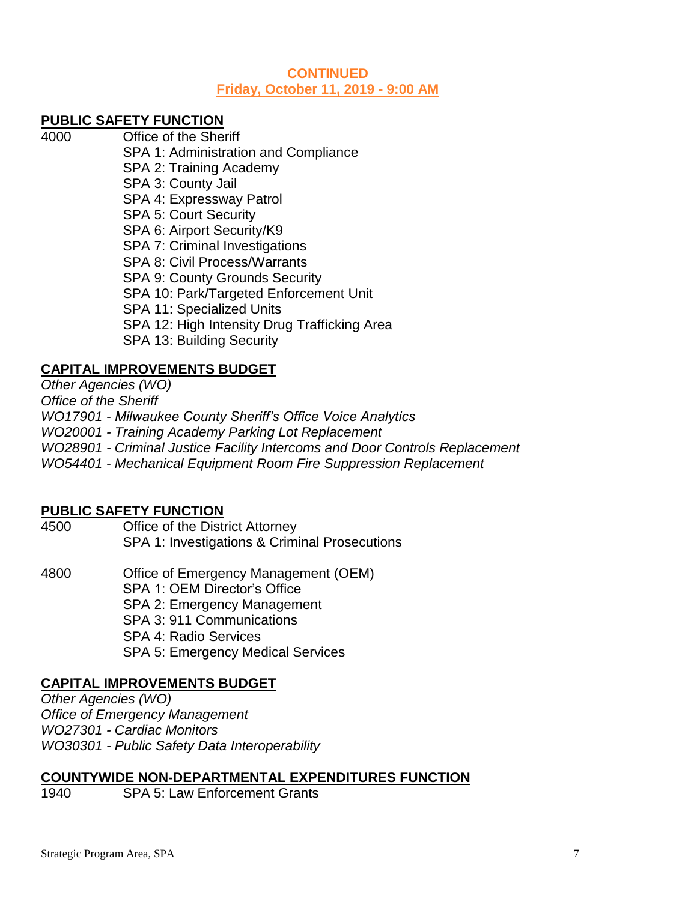**CONTINUED**
**Friday, October 11, 2019 - 9:00 AM**

## PUBLIC SAFETY FUNCTION

4000 Office of the Sheriff
- SPA 1: Administration and Compliance
- SPA 2: Training Academy
- SPA 3: County Jail
- SPA 4: Expressway Patrol
- SPA 5: Court Security
- SPA 6: Airport Security/K9
- SPA 7: Criminal Investigations
- SPA 8: Civil Process/Warrants
- SPA 9: County Grounds Security
- SPA 10: Park/Targeted Enforcement Unit
- SPA 11: Specialized Units
- SPA 12: High Intensity Drug Trafficking Area
- SPA 13: Building Security

## CAPITAL IMPROVEMENTS BUDGET

*Other Agencies (WO)*
*Office of the Sheriff*
*WO17901 - Milwaukee County Sheriff's Office Voice Analytics*
*WO20001 - Training Academy Parking Lot Replacement*
*WO28901 - Criminal Justice Facility Intercoms and Door Controls Replacement*
*WO54401 - Mechanical Equipment Room Fire Suppression Replacement*

## PUBLIC SAFETY FUNCTION

4500 Office of the District Attorney
- SPA 1: Investigations & Criminal Prosecutions

4800 Office of Emergency Management (OEM)
- SPA 1: OEM Director's Office
- SPA 2: Emergency Management
- SPA 3: 911 Communications
- SPA 4: Radio Services
- SPA 5: Emergency Medical Services

## CAPITAL IMPROVEMENTS BUDGET

*Other Agencies (WO)*
*Office of Emergency Management*
*WO27301 - Cardiac Monitors*
*WO30301 - Public Safety Data Interoperability*

## COUNTYWIDE NON-DEPARTMENTAL EXPENDITURES FUNCTION

1940 SPA 5: Law Enforcement Grants

Strategic Program Area, SPA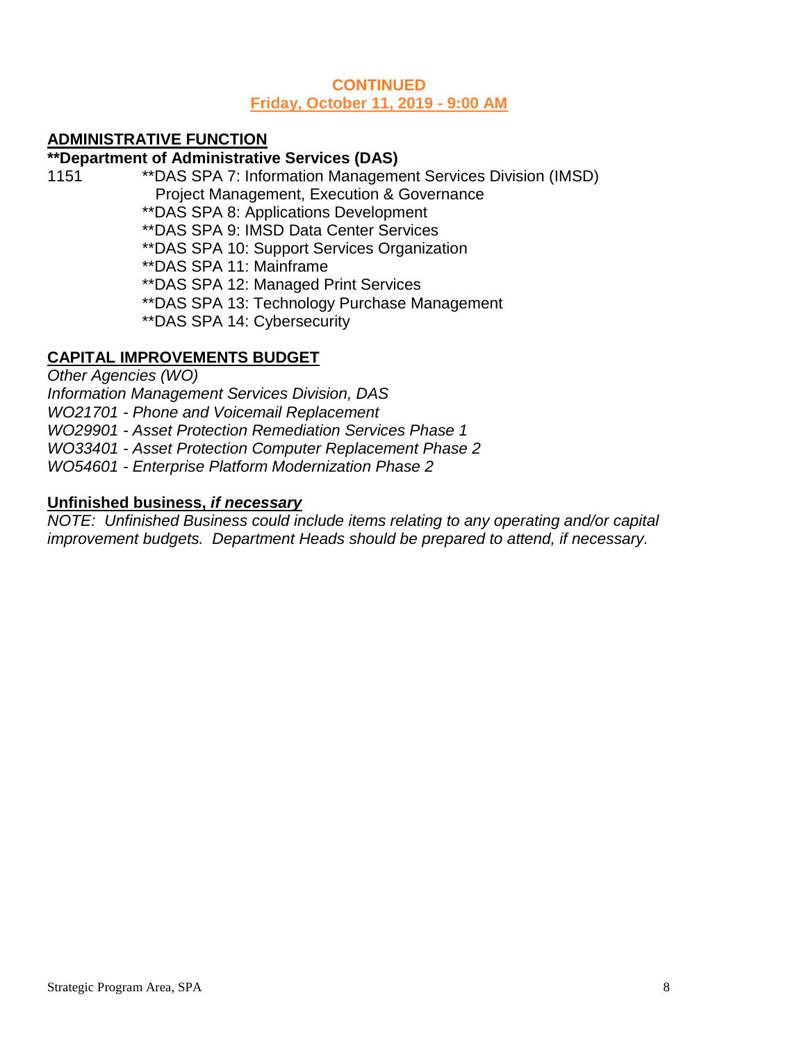**CONTINUED**
**Friday, October 11, 2019 - 9:00 AM**

## ADMINISTRATIVE FUNCTION

**\*\*Department of Administrative Services (DAS)**

1151 **DAS SPA 7: Information Management Services Division (IMSD) Project Management, Execution & Governance
**DAS SPA 8: Applications Development
**DAS SPA 9: IMSD Data Center Services
**DAS SPA 10: Support Services Organization
**DAS SPA 11: Mainframe
**DAS SPA 12: Managed Print Services
**DAS SPA 13: Technology Purchase Management
**DAS SPA 14: Cybersecurity

## CAPITAL IMPROVEMENTS BUDGET

*Other Agencies (WO)*
*Information Management Services Division, DAS*
*WO21701 - Phone and Voicemail Replacement*
*WO29901 - Asset Protection Remediation Services Phase 1*
*WO33401 - Asset Protection Computer Replacement Phase 2*
*WO54601 - Enterprise Platform Modernization Phase 2*

## Unfinished business, *if necessary*

*NOTE: Unfinished Business could include items relating to any operating and/or capital improvement budgets. Department Heads should be prepared to attend, if necessary.*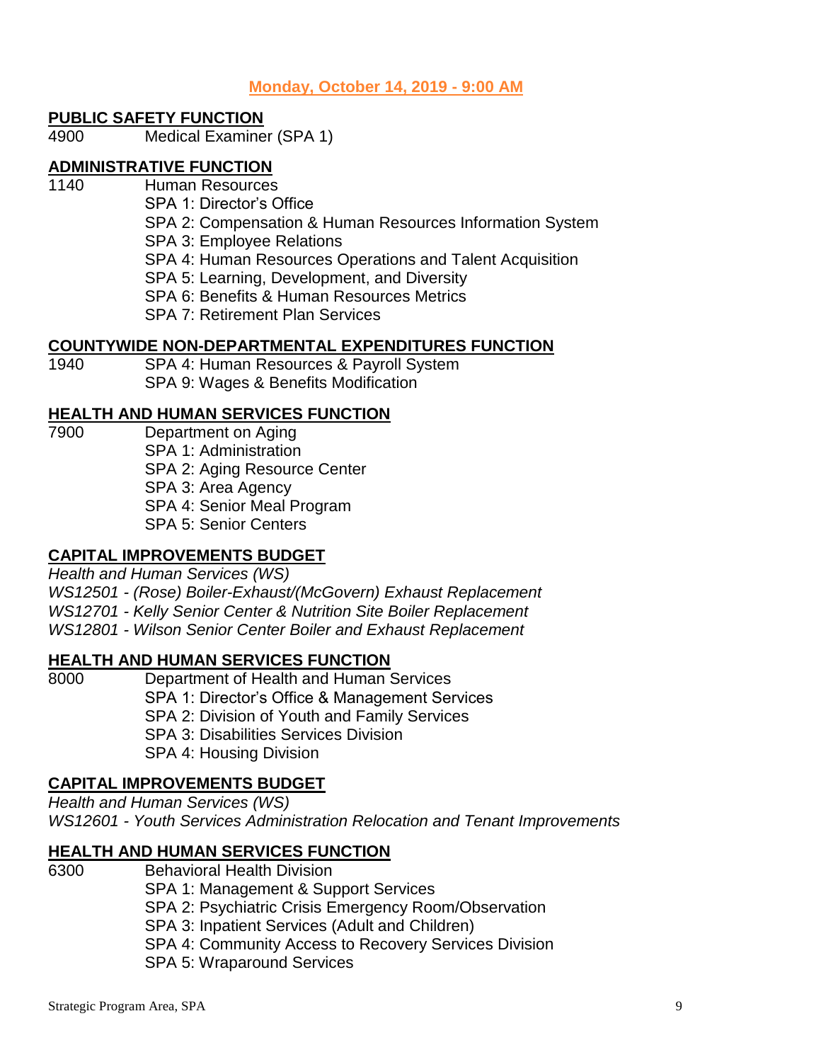**Monday, October 14, 2019 - 9:00 AM**

**PUBLIC SAFETY FUNCTION**

4900 Medical Examiner (SPA 1)

**ADMINISTRATIVE FUNCTION**

1140 Human Resources
- SPA 1: Director's Office
- SPA 2: Compensation & Human Resources Information System
- SPA 3: Employee Relations
- SPA 4: Human Resources Operations and Talent Acquisition
- SPA 5: Learning, Development, and Diversity
- SPA 6: Benefits & Human Resources Metrics
- SPA 7: Retirement Plan Services

**COUNTYWIDE NON-DEPARTMENTAL EXPENDITURES FUNCTION**

1940
- SPA 4: Human Resources & Payroll System
- SPA 9: Wages & Benefits Modification

**HEALTH AND HUMAN SERVICES FUNCTION**

7900 Department on Aging
- SPA 1: Administration
- SPA 2: Aging Resource Center
- SPA 3: Area Agency
- SPA 4: Senior Meal Program
- SPA 5: Senior Centers

**CAPITAL IMPROVEMENTS BUDGET**

*Health and Human Services (WS)*

*WS12501 - (Rose) Boiler-Exhaust/(McGovern) Exhaust Replacement*

*WS12701 - Kelly Senior Center & Nutrition Site Boiler Replacement*

*WS12801 - Wilson Senior Center Boiler and Exhaust Replacement*

**HEALTH AND HUMAN SERVICES FUNCTION**

8000 Department of Health and Human Services
- SPA 1: Director's Office & Management Services
- SPA 2: Division of Youth and Family Services
- SPA 3: Disabilities Services Division
- SPA 4: Housing Division

**CAPITAL IMPROVEMENTS BUDGET**

*Health and Human Services (WS)*

*WS12601 - Youth Services Administration Relocation and Tenant Improvements*

**HEALTH AND HUMAN SERVICES FUNCTION**

6300 Behavioral Health Division
- SPA 1: Management & Support Services
- SPA 2: Psychiatric Crisis Emergency Room/Observation
- SPA 3: Inpatient Services (Adult and Children)
- SPA 4: Community Access to Recovery Services Division
- SPA 5: Wraparound Services

Strategic Program Area, SPA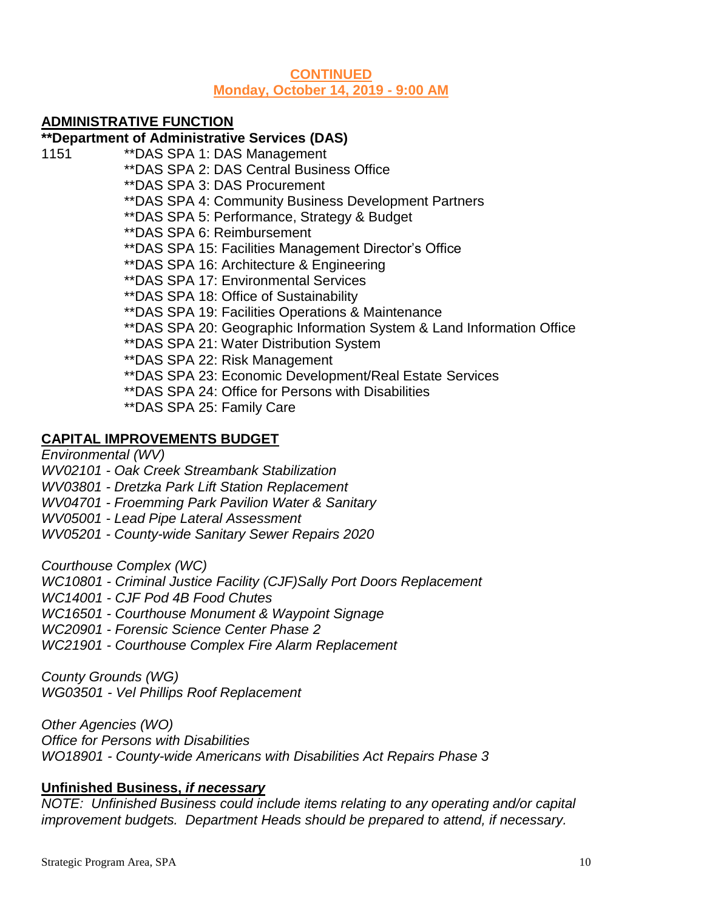**CONTINUED**
**Monday, October 14, 2019 - 9:00 AM**

## ADMINISTRATIVE FUNCTION

**\*\*Department of Administrative Services (DAS)**

1151 **DAS SPA 1: DAS Management
**DAS SPA 2: DAS Central Business Office
**DAS SPA 3: DAS Procurement
**DAS SPA 4: Community Business Development Partners
**DAS SPA 5: Performance, Strategy & Budget
**DAS SPA 6: Reimbursement
**DAS SPA 15: Facilities Management Director's Office
**DAS SPA 16: Architecture & Engineering
**DAS SPA 17: Environmental Services
**DAS SPA 18: Office of Sustainability
**DAS SPA 19: Facilities Operations & Maintenance
**DAS SPA 20: Geographic Information System & Land Information Office
**DAS SPA 21: Water Distribution System
**DAS SPA 22: Risk Management
**DAS SPA 23: Economic Development/Real Estate Services
**DAS SPA 24: Office for Persons with Disabilities
**DAS SPA 25: Family Care

## CAPITAL IMPROVEMENTS BUDGET

*Environmental (WV)*
*WV02101 - Oak Creek Streambank Stabilization*
*WV03801 - Dretzka Park Lift Station Replacement*
*WV04701 - Froemming Park Pavilion Water & Sanitary*
*WV05001 - Lead Pipe Lateral Assessment*
*WV05201 - County-wide Sanitary Sewer Repairs 2020*

*Courthouse Complex (WC)*
*WC10801 - Criminal Justice Facility (CJF)Sally Port Doors Replacement*
*WC14001 - CJF Pod 4B Food Chutes*
*WC16501 - Courthouse Monument & Waypoint Signage*
*WC20901 - Forensic Science Center Phase 2*
*WC21901 - Courthouse Complex Fire Alarm Replacement*

*County Grounds (WG)*
*WG03501 - Vel Phillips Roof Replacement*

*Other Agencies (WO)*
*Office for Persons with Disabilities*
*WO18901 - County-wide Americans with Disabilities Act Repairs Phase 3*

## Unfinished Business, *if necessary*

*NOTE: Unfinished Business could include items relating to any operating and/or capital improvement budgets. Department Heads should be prepared to attend, if necessary.*

Strategic Program Area, SPA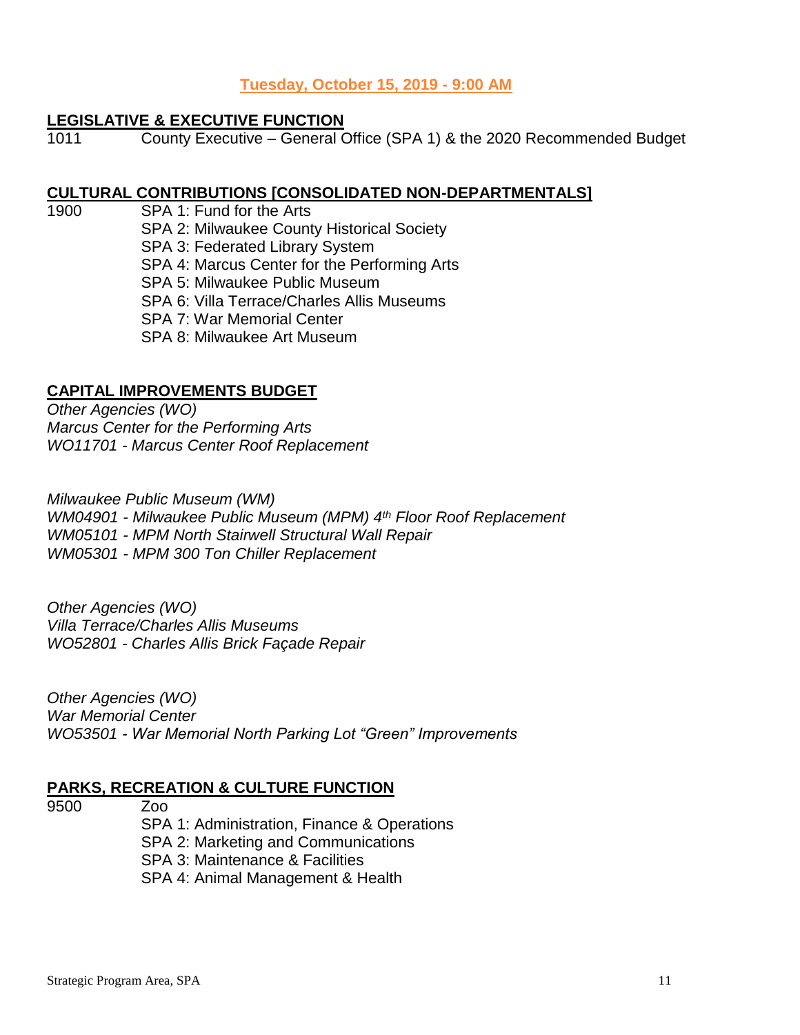**Tuesday, October 15, 2019 - 9:00 AM**

## LEGISLATIVE & EXECUTIVE FUNCTION

1011 County Executive – General Office (SPA 1) & the 2020 Recommended Budget

## CULTURAL CONTRIBUTIONS [CONSOLIDATED NON-DEPARTMENTALS]

1900 SPA 1: Fund for the Arts
SPA 2: Milwaukee County Historical Society
SPA 3: Federated Library System
SPA 4: Marcus Center for the Performing Arts
SPA 5: Milwaukee Public Museum
SPA 6: Villa Terrace/Charles Allis Museums
SPA 7: War Memorial Center
SPA 8: Milwaukee Art Museum

## CAPITAL IMPROVEMENTS BUDGET

*Other Agencies (WO)*
*Marcus Center for the Performing Arts*
*WO11701 - Marcus Center Roof Replacement*

*Milwaukee Public Museum (WM)*
*WM04901 - Milwaukee Public Museum (MPM) 4th Floor Roof Replacement*
*WM05101 - MPM North Stairwell Structural Wall Repair*
*WM05301 - MPM 300 Ton Chiller Replacement*

*Other Agencies (WO)*
*Villa Terrace/Charles Allis Museums*
*WO52801 - Charles Allis Brick Façade Repair*

*Other Agencies (WO)*
*War Memorial Center*
*WO53501 - War Memorial North Parking Lot "Green" Improvements*

## PARKS, RECREATION & CULTURE FUNCTION

9500 Zoo
SPA 1: Administration, Finance & Operations
SPA 2: Marketing and Communications
SPA 3: Maintenance & Facilities
SPA 4: Animal Management & Health

Strategic Program Area, SPA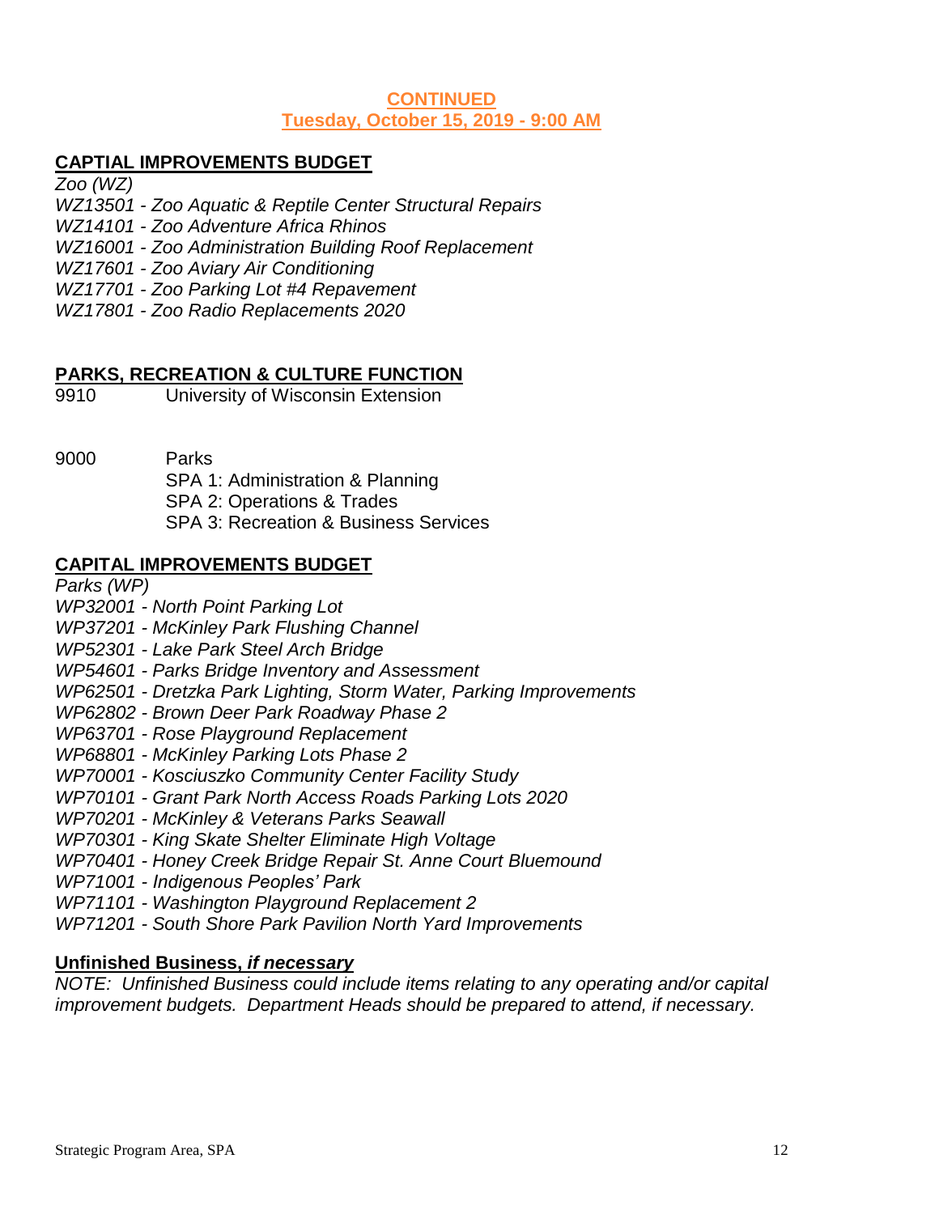**CONTINUED**
**Tuesday, October 15, 2019 - 9:00 AM**

## CAPTIAL IMPROVEMENTS BUDGET

*Zoo (WZ)*
*WZ13501 - Zoo Aquatic & Reptile Center Structural Repairs*
*WZ14101 - Zoo Adventure Africa Rhinos*
*WZ16001 - Zoo Administration Building Roof Replacement*
*WZ17601 - Zoo Aviary Air Conditioning*
*WZ17701 - Zoo Parking Lot #4 Repavement*
*WZ17801 - Zoo Radio Replacements 2020*

## PARKS, RECREATION & CULTURE FUNCTION

9910 University of Wisconsin Extension

9000 Parks
- SPA 1: Administration & Planning
- SPA 2: Operations & Trades
- SPA 3: Recreation & Business Services

## CAPITAL IMPROVEMENTS BUDGET

*Parks (WP)*
*WP32001 - North Point Parking Lot*
*WP37201 - McKinley Park Flushing Channel*
*WP52301 - Lake Park Steel Arch Bridge*
*WP54601 - Parks Bridge Inventory and Assessment*
*WP62501 - Dretzka Park Lighting, Storm Water, Parking Improvements*
*WP62802 - Brown Deer Park Roadway Phase 2*
*WP63701 - Rose Playground Replacement*
*WP68801 - McKinley Parking Lots Phase 2*
*WP70001 - Kosciuszko Community Center Facility Study*
*WP70101 - Grant Park North Access Roads Parking Lots 2020*
*WP70201 - McKinley & Veterans Parks Seawall*
*WP70301 - King Skate Shelter Eliminate High Voltage*
*WP70401 - Honey Creek Bridge Repair St. Anne Court Bluemound*
*WP71001 - Indigenous Peoples' Park*
*WP71101 - Washington Playground Replacement 2*
*WP71201 - South Shore Park Pavilion North Yard Improvements*

## Unfinished Business, *if necessary*

*NOTE: Unfinished Business could include items relating to any operating and/or capital improvement budgets. Department Heads should be prepared to attend, if necessary.*

Strategic Program Area, SPA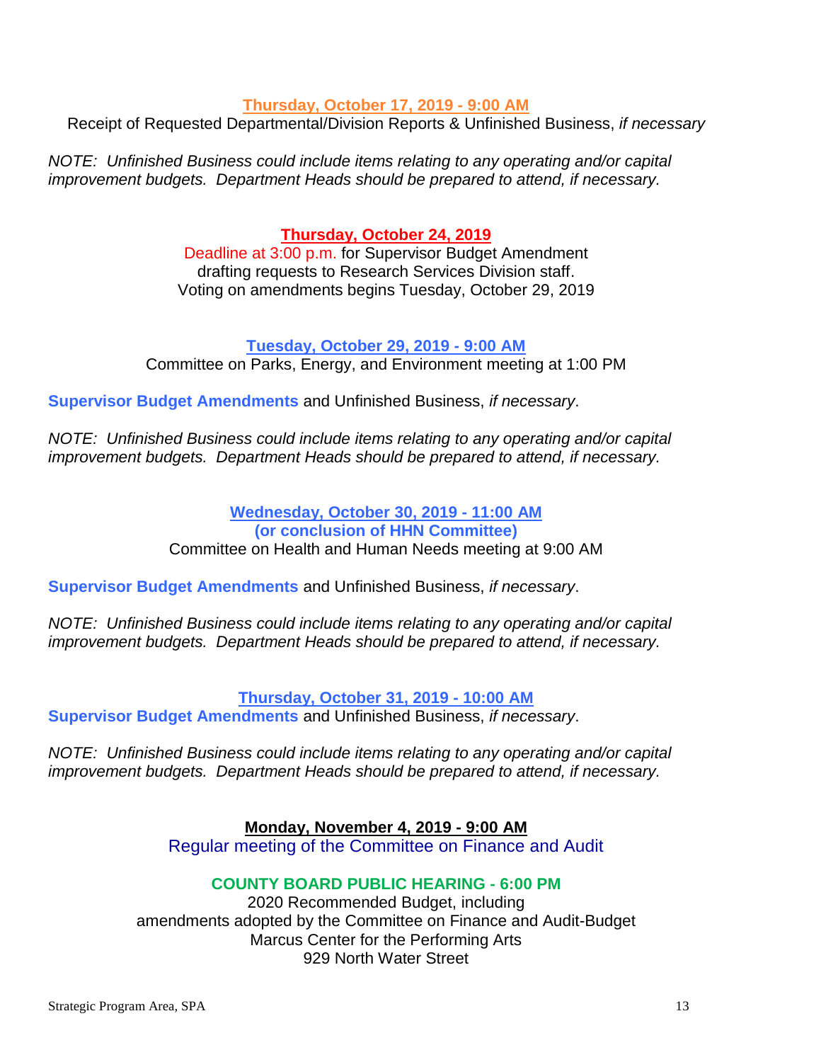**Thursday, October 17, 2019 - 9:00 AM**

Receipt of Requested Departmental/Division Reports & Unfinished Business, *if necessary*

*NOTE: Unfinished Business could include items relating to any operating and/or capital improvement budgets. Department Heads should be prepared to attend, if necessary.*

**Thursday, October 24, 2019**

Deadline at 3:00 p.m. for Supervisor Budget Amendment drafting requests to Research Services Division staff.
Voting on amendments begins Tuesday, October 29, 2019

**Tuesday, October 29, 2019 - 9:00 AM**

Committee on Parks, Energy, and Environment meeting at 1:00 PM

**Supervisor Budget Amendments** and Unfinished Business, *if necessary*.

*NOTE: Unfinished Business could include items relating to any operating and/or capital improvement budgets. Department Heads should be prepared to attend, if necessary.*

**Wednesday, October 30, 2019 - 11:00 AM**
**(or conclusion of HHN Committee)**

Committee on Health and Human Needs meeting at 9:00 AM

**Supervisor Budget Amendments** and Unfinished Business, *if necessary*.

*NOTE: Unfinished Business could include items relating to any operating and/or capital improvement budgets. Department Heads should be prepared to attend, if necessary.*

**Thursday, October 31, 2019 - 10:00 AM**

**Supervisor Budget Amendments** and Unfinished Business, *if necessary*.

*NOTE: Unfinished Business could include items relating to any operating and/or capital improvement budgets. Department Heads should be prepared to attend, if necessary.*

**Monday, November 4, 2019 - 9:00 AM**

Regular meeting of the Committee on Finance and Audit

**COUNTY BOARD PUBLIC HEARING - 6:00 PM**

2020 Recommended Budget, including
amendments adopted by the Committee on Finance and Audit-Budget
Marcus Center for the Performing Arts
929 North Water Street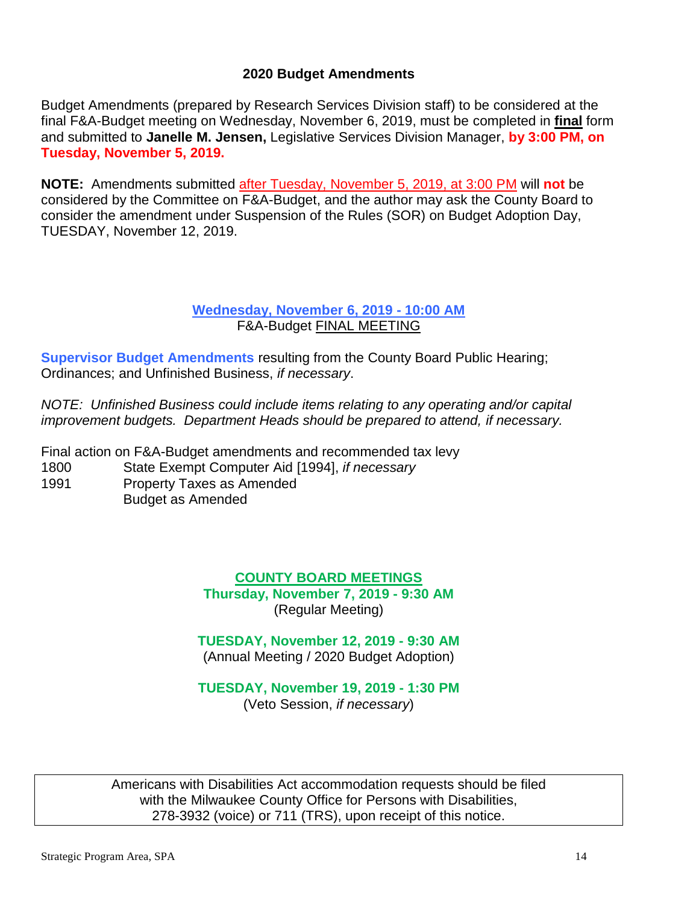## 2020 Budget Amendments

Budget Amendments (prepared by Research Services Division staff) to be considered at the final F&A-Budget meeting on Wednesday, November 6, 2019, must be completed in **final** form and submitted to **Janelle M. Jensen,** Legislative Services Division Manager, **by 3:00 PM, on Tuesday, November 5, 2019.**

**NOTE:** Amendments submitted after Tuesday, November 5, 2019, at 3:00 PM will **not** be considered by the Committee on F&A-Budget, and the author may ask the County Board to consider the amendment under Suspension of the Rules (SOR) on Budget Adoption Day, TUESDAY, November 12, 2019.

**Wednesday, November 6, 2019 - 10:00 AM**
F&A-Budget FINAL MEETING

**Supervisor Budget Amendments** resulting from the County Board Public Hearing; Ordinances; and Unfinished Business, *if necessary*.

*NOTE: Unfinished Business could include items relating to any operating and/or capital improvement budgets. Department Heads should be prepared to attend, if necessary.*

Final action on F&A-Budget amendments and recommended tax levy

1800 State Exempt Computer Aid [1994], *if necessary*
1991 Property Taxes as Amended
Budget as Amended

**COUNTY BOARD MEETINGS**

**Thursday, November 7, 2019 - 9:30 AM**
(Regular Meeting)

**TUESDAY, November 12, 2019 - 9:30 AM**
(Annual Meeting / 2020 Budget Adoption)

**TUESDAY, November 19, 2019 - 1:30 PM**
(Veto Session, *if necessary*)

Americans with Disabilities Act accommodation requests should be filed with the Milwaukee County Office for Persons with Disabilities, 278-3932 (voice) or 711 (TRS), upon receipt of this notice.